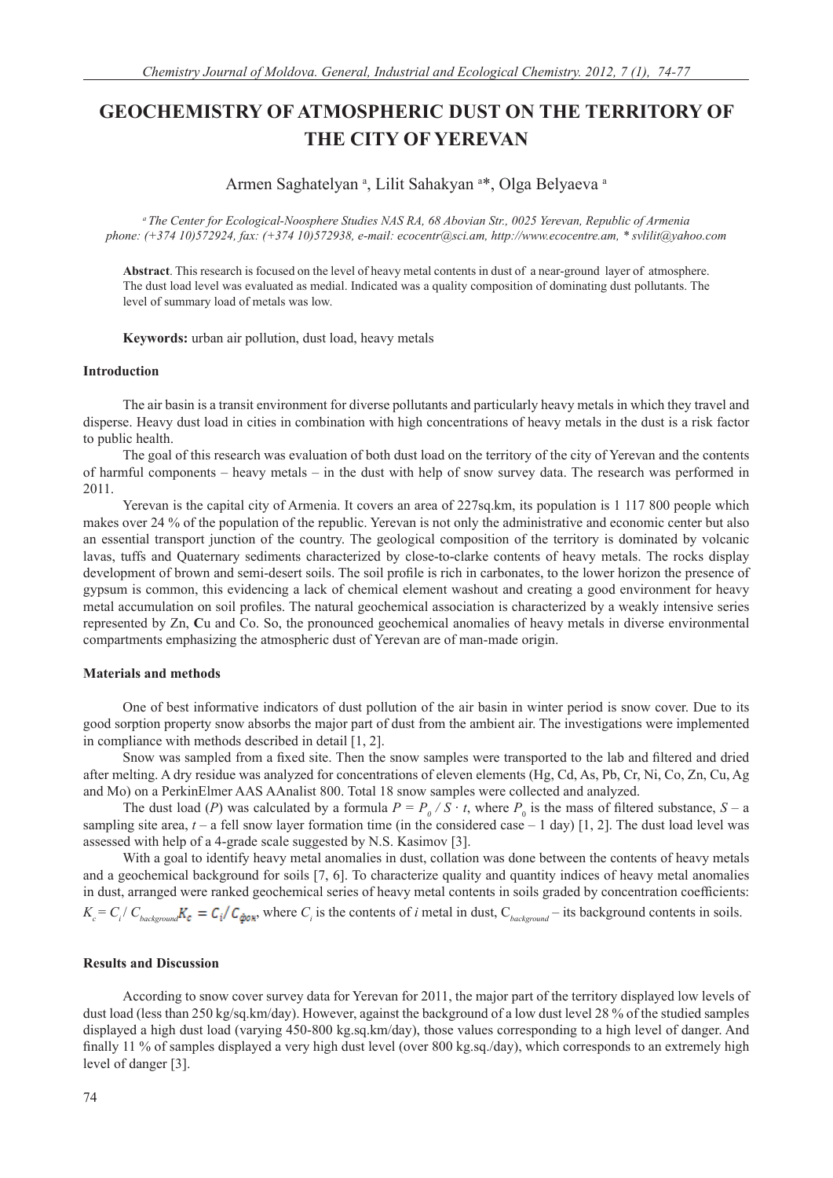# GEOCHEMISTRY OF ATMOSPHERIC DUST ON THE TERRITORY OF THE CITY OF YEREVAN

Armen Saghatelyan [a], Lilit Sahakyan [a]*, Olga Belyaeva [a]

[a] *The Center for Ecological-Noosphere Studies NAS RA, 68 Abovian Str., 0025 Yerevan, Republic of Armenia phone: (+374 10)572924, fax: (+374 10)572938, e-mail: ecocentr@sci.am, http://www.ecocentre.am, * svlilit@yahoo.com*

**Abstract**. This research is focused on the level of heavy metal contents in dust of a near-ground layer of atmosphere. The dust load level was evaluated as medial. Indicated was a quality composition of dominating dust pollutants. The level of summary load of metals was low.

**Keywords:** urban air pollution, dust load, heavy metals

### Introduction

The air basin is a transit environment for diverse pollutants and particularly heavy metals in which they travel and disperse. Heavy dust load in cities in combination with high concentrations of heavy metals in the dust is a risk factor to public health.

The goal of this research was evaluation of both dust load on the territory of the city of Yerevan and the contents of harmful components – heavy metals – in the dust with help of snow survey data. The research was performed in 2011.

Yerevan is the capital city of Armenia. It covers an area of 227sq.km, its population is 1 117 800 people which makes over 24 % of the population of the republic. Yerevan is not only the administrative and economic center but also an essential transport junction of the country. The geological composition of the territory is dominated by volcanic lavas, tuffs and Quaternary sediments characterized by close-to-clarke contents of heavy metals. The rocks display development of brown and semi-desert soils. The soil profile is rich in carbonates, to the lower horizon the presence of gypsum is common, this evidencing a lack of chemical element washout and creating a good environment for heavy metal accumulation on soil profiles. The natural geochemical association is characterized by a weakly intensive series represented by Zn, **C**u and Co. So, the pronounced geochemical anomalies of heavy metals in diverse environmental compartments emphasizing the atmospheric dust of Yerevan are of man-made origin.

### Materials and methods

One of best informative indicators of dust pollution of the air basin in winter period is snow cover. Due to its good sorption property snow absorbs the major part of dust from the ambient air. The investigations were implemented in compliance with methods described in detail [1, 2].

Snow was sampled from a fixed site. Then the snow samples were transported to the lab and filtered and dried after melting. A dry residue was analyzed for concentrations of eleven elements (Hg, Cd, As, Pb, Cr, Ni, Co, Zn, Cu, Ag and Mo) on a PerkinElmer AAS AAnalist 800. Total 18 snow samples were collected and analyzed.

The dust load ($P$) was calculated by a formula $P = P_0 / S \cdot t$, where $P_0$ is the mass of filtered substance, $S$ – a sampling site area, $t$ – a fell snow layer formation time (in the considered case – 1 day) [1, 2]. The dust load level was assessed with help of a 4-grade scale suggested by N.S. Kasimov [3].

With a goal to identify heavy metal anomalies in dust, collation was done between the contents of heavy metals and a geochemical background for soils [7, 6]. To characterize quality and quantity indices of heavy metal anomalies in dust, arranged were ranked geochemical series of heavy metal contents in soils graded by concentration coefficients: $K_c = C_i / C_{background}$$K_c = C_i / C_{фон}$, where $C_i$ is the contents of $i$ metal in dust, $C_{background}$ – its background contents in soils.

### Results and Discussion

According to snow cover survey data for Yerevan for 2011, the major part of the territory displayed low levels of dust load (less than 250 kg/sq.km/day). However, against the background of a low dust level 28 % of the studied samples displayed a high dust load (varying 450-800 kg.sq.km/day), those values corresponding to a high level of danger. And finally 11 % of samples displayed a very high dust level (over 800 kg.sq./day), which corresponds to an extremely high level of danger [3].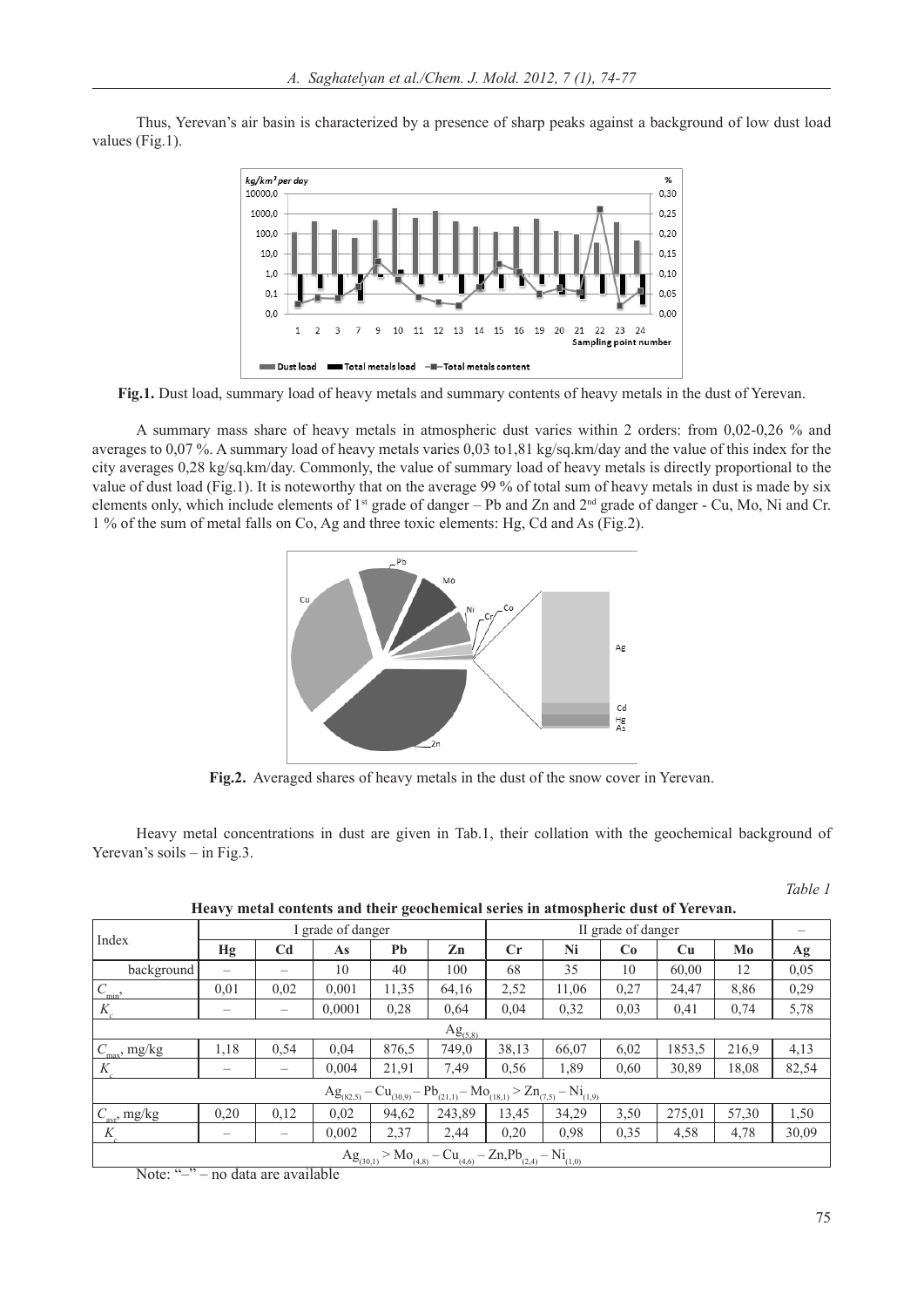Thus, Yerevan's air basin is characterized by a presence of sharp peaks against a background of low dust load values (Fig.1).

**Fig.1.** Dust load, summary load of heavy metals and summary contents of heavy metals in the dust of Yerevan.

A summary mass share of heavy metals in atmospheric dust varies within 2 orders: from 0,02-0,26 % and averages to 0,07 %. A summary load of heavy metals varies 0,03 to1,81 kg/sq.km/day and the value of this index for the city averages 0,28 kg/sq.km/day. Commonly, the value of summary load of heavy metals is directly proportional to the value of dust load (Fig.1). It is noteworthy that on the average 99 % of total sum of heavy metals in dust is made by six elements only, which include elements of 1st grade of danger – Pb and Zn and 2nd grade of danger - Cu, Mo, Ni and Cr. 1 % of the sum of metal falls on Co, Ag and three toxic elements: Hg, Cd and As (Fig.2).

**Fig.2.** Averaged shares of heavy metals in the dust of the snow cover in Yerevan.

Heavy metal concentrations in dust are given in Tab.1, their collation with the geochemical background of Yerevan's soils – in Fig.3.

*Table 1*

**Heavy metal contents and their geochemical series in atmospheric dust of Yerevan.**

| Index | I grade of danger | | | | | II grade of danger | | | | | – |
|---|---|---|---|---|---|---|---|---|---|---|---|
| | **Hg** | **Cd** | **As** | **Pb** | **Zn** | **Cr** | **Ni** | **Co** | **Cu** | **Mo** | **Ag** |
| background | – | – | 10 | 40 | 100 | 68 | 35 | 10 | 60,00 | 12 | 0,05 |
| $C_{min}$, | 0,01 | 0,02 | 0,001 | 11,35 | 64,16 | 2,52 | 11,06 | 0,27 | 24,47 | 8,86 | 0,29 |
| $K_c$ | – | – | 0,0001 | 0,28 | 0,64 | 0,04 | 0,32 | 0,03 | 0,41 | 0,74 | 5,78 |
| $Ag_{(5,8)}$ | | | | | | | | | | | |
| $C_{max}$, mg/kg | 1,18 | 0,54 | 0,04 | 876,5 | 749,0 | 38,13 | 66,07 | 6,02 | 1853,5 | 216,9 | 4,13 |
| $K_c$ | – | – | 0,004 | 21,91 | 7,49 | 0,56 | 1,89 | 0,60 | 30,89 | 18,08 | 82,54 |
| $Ag_{(82,5)} – Cu_{(30,9)} – Pb_{(21,1)} – Mo_{(18,1)} > Zn_{(7,5)} – Ni_{(1,9)}$ | | | | | | | | | | | |
| $C_{avr}$, mg/kg | 0,20 | 0,12 | 0,02 | 94,62 | 243,89 | 13,45 | 34,29 | 3,50 | 275,01 | 57,30 | 1,50 |
| $K_c$ | – | – | 0,002 | 2,37 | 2,44 | 0,20 | 0,98 | 0,35 | 4,58 | 4,78 | 30,09 |
| $Ag_{(30,1)} > Mo_{(4,8)} – Cu_{(4,6)} – Zn,Pb_{(2,4)} – Ni_{(1,0)}$ | | | | | | | | | | | |

Note: "–" – no data are available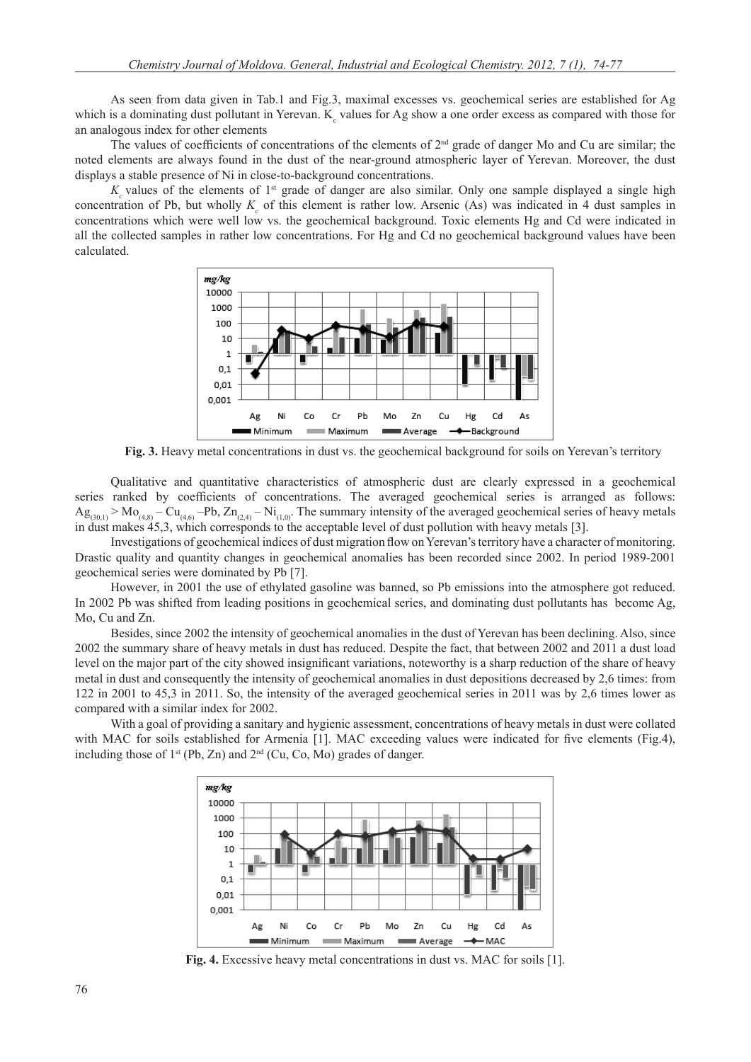As seen from data given in Tab.1 and Fig.3, maximal excesses vs. geochemical series are established for Ag which is a dominating dust pollutant in Yerevan. $K_c$ values for Ag show a one order excess as compared with those for an analogous index for other elements

The values of coefficients of concentrations of the elements of 2nd grade of danger Mo and Cu are similar; the noted elements are always found in the dust of the near-ground atmospheric layer of Yerevan. Moreover, the dust displays a stable presence of Ni in close-to-background concentrations.

$K_c$ values of the elements of 1st grade of danger are also similar. Only one sample displayed a single high concentration of Pb, but wholly $K_c$ of this element is rather low. Arsenic (As) was indicated in 4 dust samples in concentrations which were well low vs. the geochemical background. Toxic elements Hg and Cd were indicated in all the collected samples in rather low concentrations. For Hg and Cd no geochemical background values have been calculated.

**Fig. 3.** Heavy metal concentrations in dust vs. the geochemical background for soils on Yerevan's territory

Qualitative and quantitative characteristics of atmospheric dust are clearly expressed in a geochemical series ranked by coefficients of concentrations. The averaged geochemical series is arranged as follows: $Ag_{(30,1)} > Mo_{(4,8)} - Cu_{(4,6)} - Pb, Zn_{(2,4)} - Ni_{(1,0)}$. The summary intensity of the averaged geochemical series of heavy metals in dust makes 45,3, which corresponds to the acceptable level of dust pollution with heavy metals [3].

Investigations of geochemical indices of dust migration flow on Yerevan's territory have a character of monitoring. Drastic quality and quantity changes in geochemical anomalies has been recorded since 2002. In period 1989-2001 geochemical series were dominated by Pb [7].

However, in 2001 the use of ethylated gasoline was banned, so Pb emissions into the atmosphere got reduced. In 2002 Pb was shifted from leading positions in geochemical series, and dominating dust pollutants has become Ag, Mo, Cu and Zn.

Besides, since 2002 the intensity of geochemical anomalies in the dust of Yerevan has been declining. Also, since 2002 the summary share of heavy metals in dust has reduced. Despite the fact, that between 2002 and 2011 a dust load level on the major part of the city showed insignificant variations, noteworthy is a sharp reduction of the share of heavy metal in dust and consequently the intensity of geochemical anomalies in dust depositions decreased by 2,6 times: from 122 in 2001 to 45,3 in 2011. So, the intensity of the averaged geochemical series in 2011 was by 2,6 times lower as compared with a similar index for 2002.

With a goal of providing a sanitary and hygienic assessment, concentrations of heavy metals in dust were collated with MAC for soils established for Armenia [1]. MAC exceeding values were indicated for five elements (Fig.4), including those of 1st (Pb, Zn) and 2nd (Cu, Co, Mo) grades of danger.

**Fig. 4.** Excessive heavy metal concentrations in dust vs. MAC for soils [1].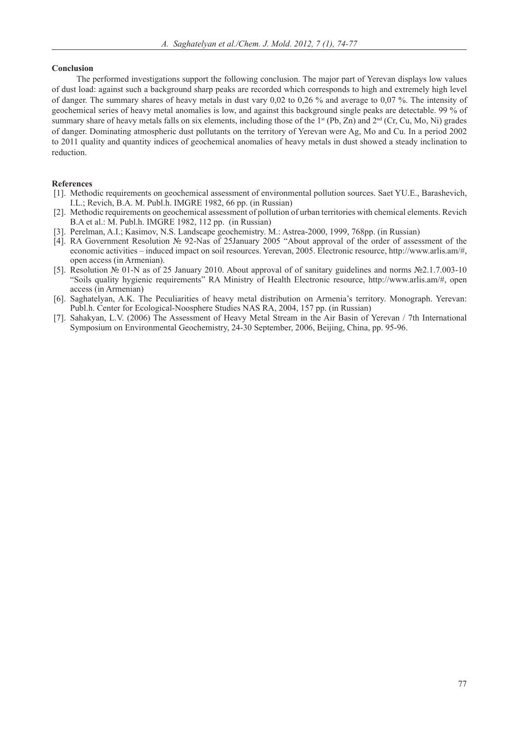## Conclusion

The performed investigations support the following conclusion. The major part of Yerevan displays low values of dust load: against such a background sharp peaks are recorded which corresponds to high and extremely high level of danger. The summary shares of heavy metals in dust vary 0,02 to 0,26 % and average to 0,07 %. The intensity of geochemical series of heavy metal anomalies is low, and against this background single peaks are detectable. 99 % of summary share of heavy metals falls on six elements, including those of the 1st (Pb, Zn) and 2nd (Cr, Cu, Mo, Ni) grades of danger. Dominating atmospheric dust pollutants on the territory of Yerevan were Ag, Mo and Cu. In a period 2002 to 2011 quality and quantity indices of geochemical anomalies of heavy metals in dust showed a steady inclination to reduction.

## References

[1]. Methodic requirements on geochemical assessment of environmental pollution sources. Saet YU.E., Barashevich, I.L.; Revich, B.A. M. Publ.h. IMGRE 1982, 66 pp. (in Russian)

[2]. Methodic requirements on geochemical assessment of pollution of urban territories with chemical elements. Revich B.A et al.: M. Publ.h. IMGRE 1982, 112 pp. (in Russian)

[3]. Perelman, A.I.; Kasimov, N.S. Landscape geochemistry. M.: Astrea-2000, 1999, 768pp. (in Russian)

[4]. RA Government Resolution № 92-Nas of 25January 2005 "About approval of the order of assessment of the economic activities – induced impact on soil resources. Yerevan, 2005. Electronic resource, http://www.arlis.am/#, open access (in Armenian).

[5]. Resolution № 01-N as of 25 January 2010. About approval of of sanitary guidelines and norms №2.1.7.003-10 "Soils quality hygienic requirements" RA Ministry of Health Electronic resource, http://www.arlis.am/#, open access (in Armenian)

[6]. Saghatelyan, A.K. The Peculiarities of heavy metal distribution on Armenia's territory. Monograph. Yerevan: Publ.h. Center for Ecological-Noosphere Studies NAS RA, 2004, 157 pp. (in Russian)

[7]. Sahakyan, L.V. (2006) The Assessment of Heavy Metal Stream in the Air Basin of Yerevan / 7th International Symposium on Environmental Geochemistry, 24-30 September, 2006, Beijing, China, pp. 95-96.